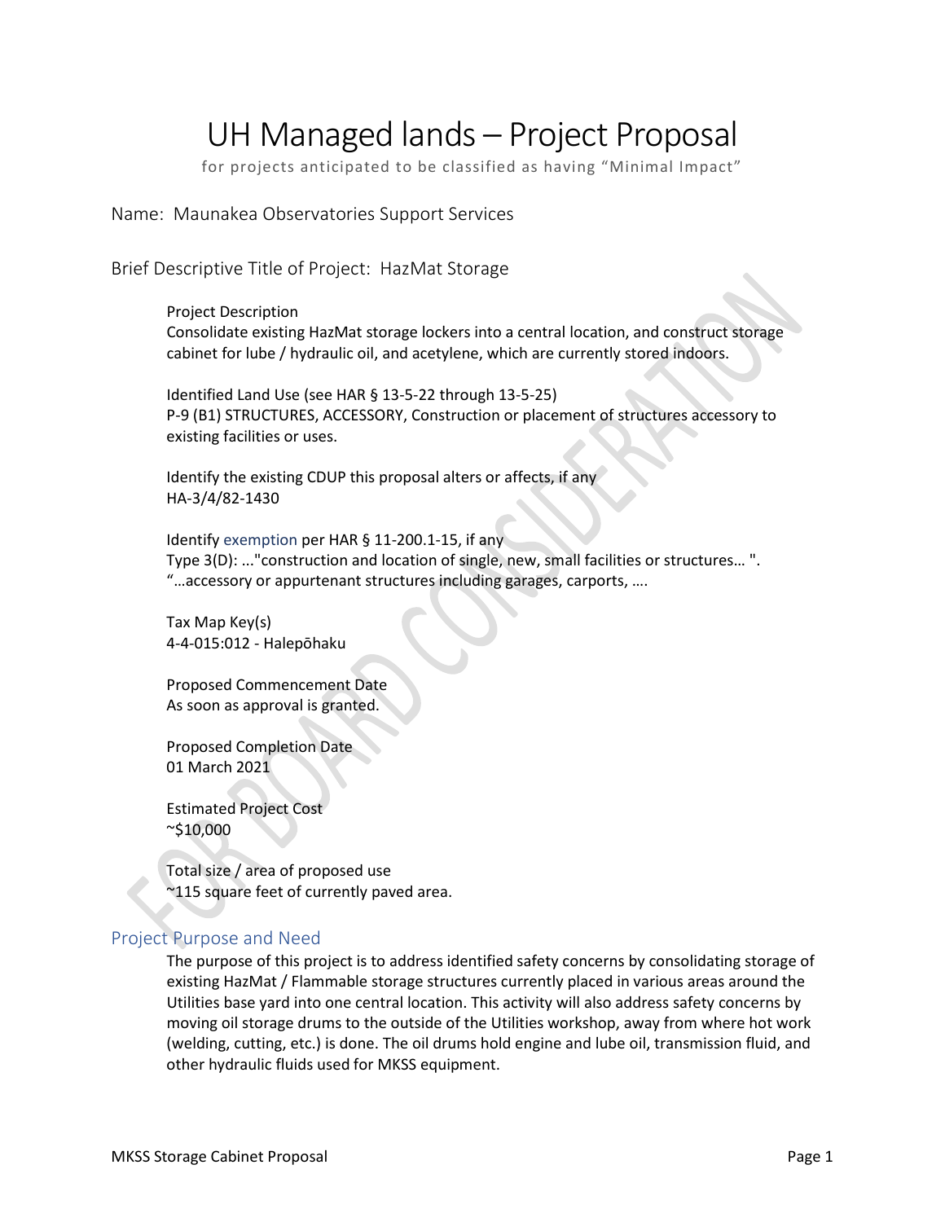# UH Managed lands – Project Proposal

for projects anticipated to be classified as having "Minimal Impact"

## Name: Maunakea Observatories Support Services

## Brief Descriptive Title of Project: HazMat Storage

Project Description
Consolidate existing HazMat storage lockers into a central location, and construct storage cabinet for lube / hydraulic oil, and acetylene, which are currently stored indoors.

Identified Land Use (see HAR § 13-5-22 through 13-5-25)
P-9 (B1) STRUCTURES, ACCESSORY, Construction or placement of structures accessory to existing facilities or uses.

Identify the existing CDUP this proposal alters or affects, if any
HA-3/4/82-1430

Identify exemption per HAR § 11-200.1-15, if any
Type 3(D): ..."construction and location of single, new, small facilities or structures… ".
"…accessory or appurtenant structures including garages, carports, ….

Tax Map Key(s)
4-4-015:012 - Halepōhaku

Proposed Commencement Date
As soon as approval is granted.

Proposed Completion Date
01 March 2021

Estimated Project Cost
~$10,000

Total size / area of proposed use
~115 square feet of currently paved area.

## Project Purpose and Need

The purpose of this project is to address identified safety concerns by consolidating storage of existing HazMat / Flammable storage structures currently placed in various areas around the Utilities base yard into one central location. This activity will also address safety concerns by moving oil storage drums to the outside of the Utilities workshop, away from where hot work (welding, cutting, etc.) is done. The oil drums hold engine and lube oil, transmission fluid, and other hydraulic fluids used for MKSS equipment.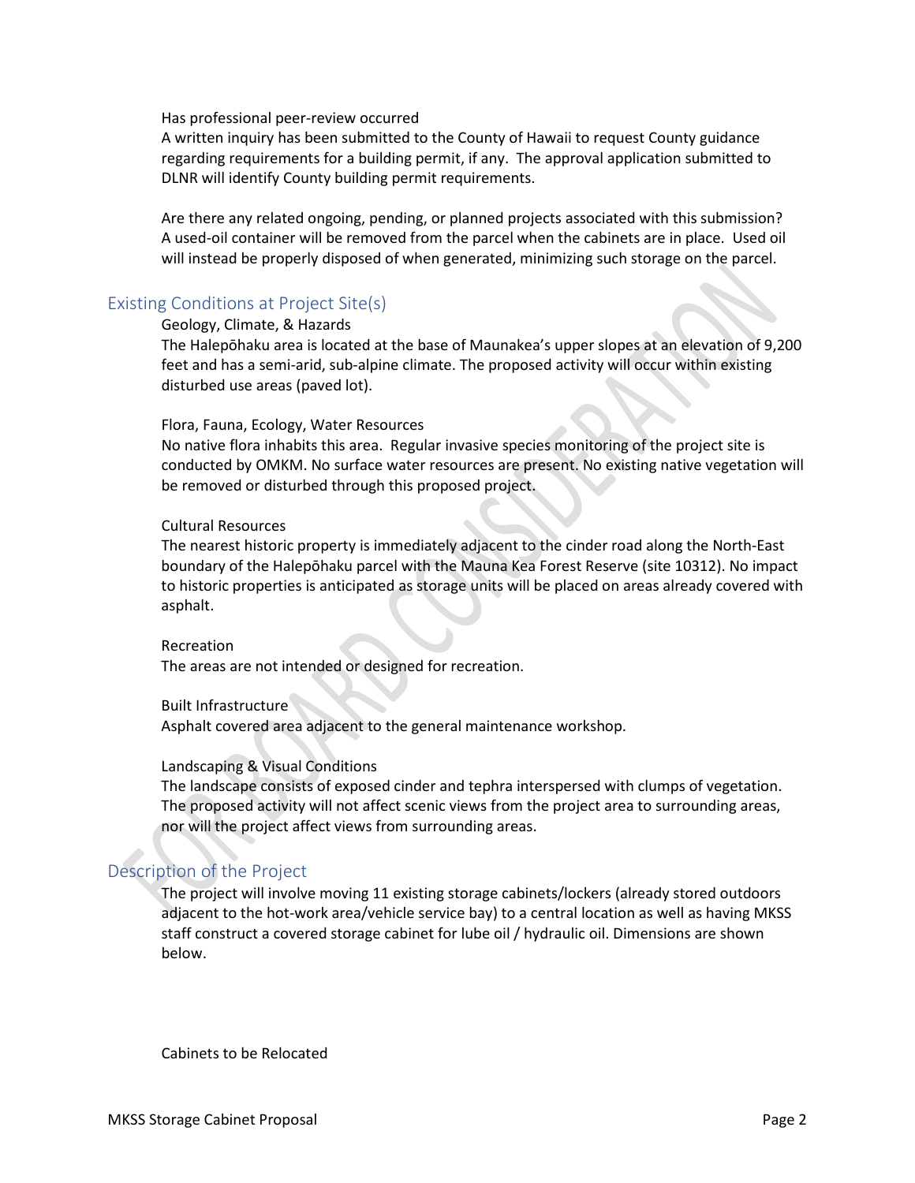Has professional peer-review occurred

A written inquiry has been submitted to the County of Hawaii to request County guidance regarding requirements for a building permit, if any. The approval application submitted to DLNR will identify County building permit requirements.

Are there any related ongoing, pending, or planned projects associated with this submission?

A used-oil container will be removed from the parcel when the cabinets are in place. Used oil will instead be properly disposed of when generated, minimizing such storage on the parcel.

## Existing Conditions at Project Site(s)

Geology, Climate, & Hazards

The Halepōhaku area is located at the base of Maunakea's upper slopes at an elevation of 9,200 feet and has a semi-arid, sub-alpine climate. The proposed activity will occur within existing disturbed use areas (paved lot).

Flora, Fauna, Ecology, Water Resources

No native flora inhabits this area. Regular invasive species monitoring of the project site is conducted by OMKM. No surface water resources are present. No existing native vegetation will be removed or disturbed through this proposed project.

Cultural Resources

The nearest historic property is immediately adjacent to the cinder road along the North-East boundary of the Halepōhaku parcel with the Mauna Kea Forest Reserve (site 10312). No impact to historic properties is anticipated as storage units will be placed on areas already covered with asphalt.

Recreation

The areas are not intended or designed for recreation.

Built Infrastructure

Asphalt covered area adjacent to the general maintenance workshop.

Landscaping & Visual Conditions

The landscape consists of exposed cinder and tephra interspersed with clumps of vegetation. The proposed activity will not affect scenic views from the project area to surrounding areas, nor will the project affect views from surrounding areas.

## Description of the Project

The project will involve moving 11 existing storage cabinets/lockers (already stored outdoors adjacent to the hot-work area/vehicle service bay) to a central location as well as having MKSS staff construct a covered storage cabinet for lube oil / hydraulic oil. Dimensions are shown below.

Cabinets to be Relocated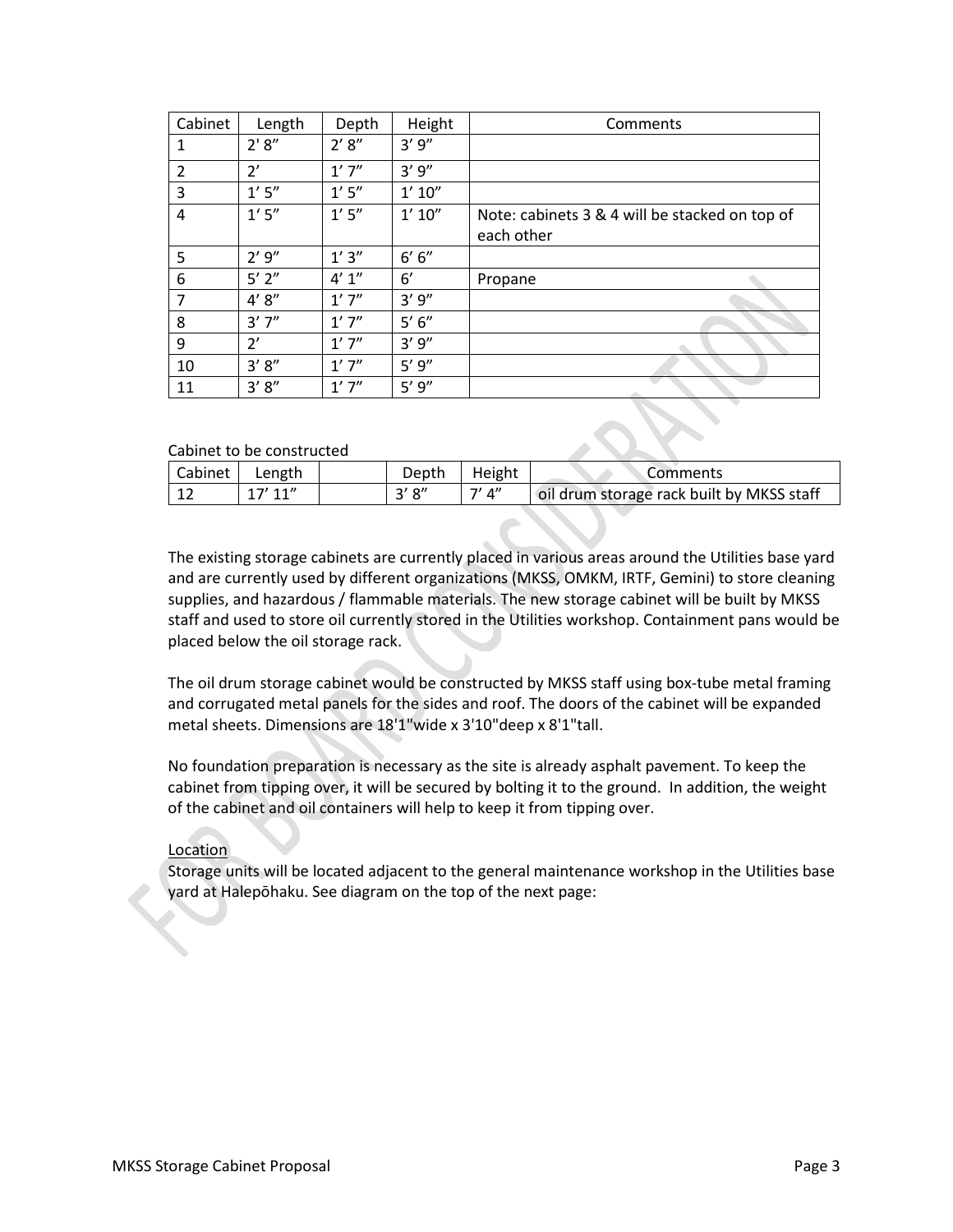| Cabinet | Length | Depth | Height | Comments |
|---|---|---|---|---|
| 1 | 2' 8" | 2' 8" | 3' 9" | |
| 2 | 2' | 1' 7" | 3' 9" | |
| 3 | 1' 5" | 1' 5" | 1' 10" | |
| 4 | 1' 5" | 1' 5" | 1' 10" | Note: cabinets 3 & 4 will be stacked on top of each other |
| 5 | 2' 9" | 1' 3" | 6' 6" | |
| 6 | 5' 2" | 4' 1" | 6' | Propane |
| 7 | 4' 8" | 1' 7" | 3' 9" | |
| 8 | 3' 7" | 1' 7" | 5' 6" | |
| 9 | 2' | 1' 7" | 3' 9" | |
| 10 | 3' 8" | 1' 7" | 5' 9" | |
| 11 | 3' 8" | 1' 7" | 5' 9" | |

Cabinet to be constructed

| Cabinet | Length | | Depth | Height | Comments |
|---|---|---|---|---|---|
| 12 | 17' 11" | | 3' 8" | 7' 4" | oil drum storage rack built by MKSS staff |

The existing storage cabinets are currently placed in various areas around the Utilities base yard and are currently used by different organizations (MKSS, OMKM, IRTF, Gemini) to store cleaning supplies, and hazardous / flammable materials. The new storage cabinet will be built by MKSS staff and used to store oil currently stored in the Utilities workshop. Containment pans would be placed below the oil storage rack.

The oil drum storage cabinet would be constructed by MKSS staff using box-tube metal framing and corrugated metal panels for the sides and roof. The doors of the cabinet will be expanded metal sheets. Dimensions are 18'1"wide x 3'10"deep x 8'1"tall.

No foundation preparation is necessary as the site is already asphalt pavement. To keep the cabinet from tipping over, it will be secured by bolting it to the ground. In addition, the weight of the cabinet and oil containers will help to keep it from tipping over.

<u>Location</u>

Storage units will be located adjacent to the general maintenance workshop in the Utilities base yard at Halepōhaku. See diagram on the top of the next page: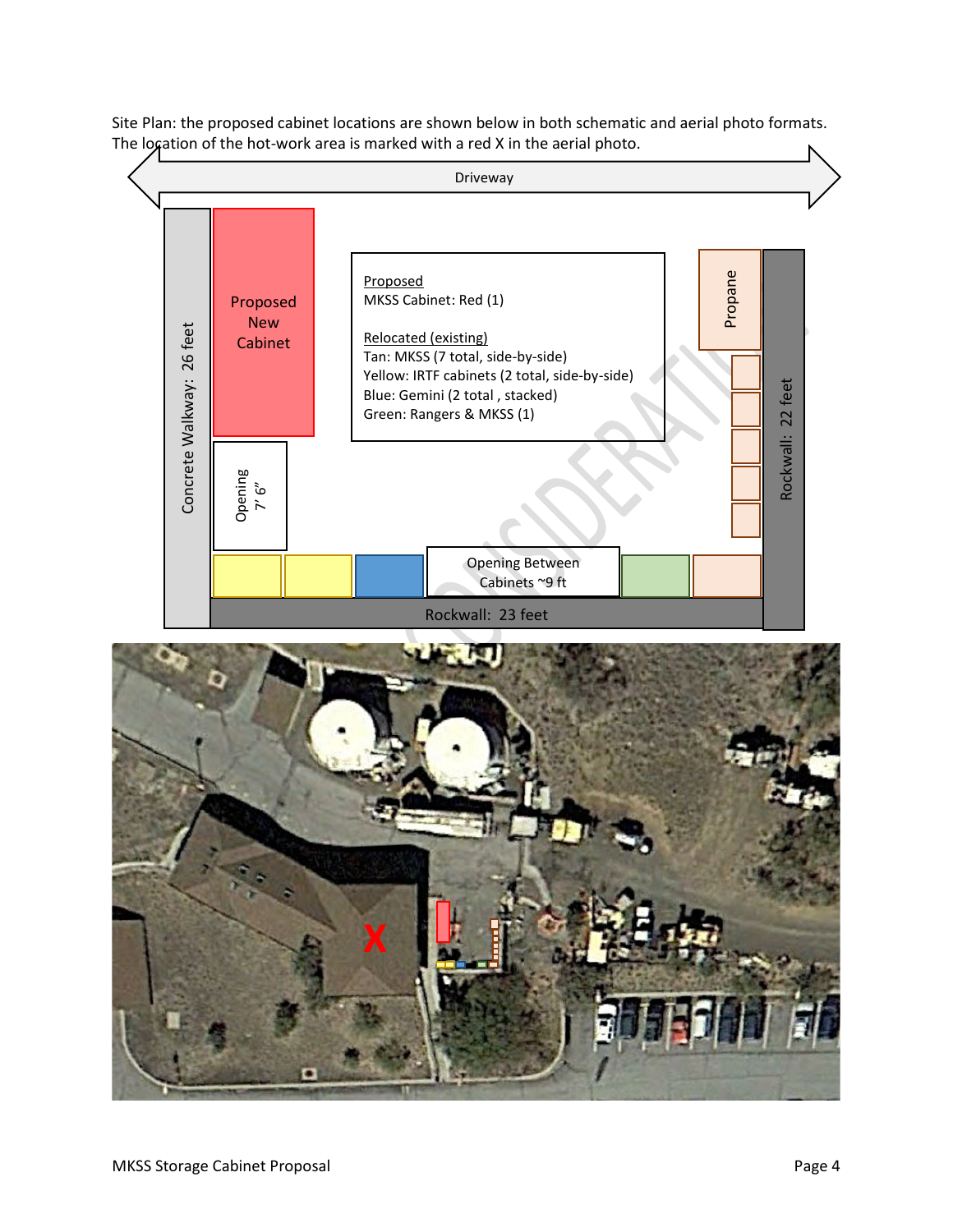Site Plan: the proposed cabinet locations are shown below in both schematic and aerial photo formats. The location of the hot-work area is marked with a red X in the aerial photo.

Driveway

Concrete Walkway: 26 feet

Proposed New Cabinet

Opening 7' 6"

Proposed
MKSS Cabinet: Red (1)

Relocated (existing)
Tan: MKSS (7 total, side-by-side)
Yellow: IRTF cabinets (2 total, side-by-side)
Blue: Gemini (2 total , stacked)
Green: Rangers & MKSS (1)

Propane

Rockwall: 22 feet

Opening Between Cabinets ~9 ft

Rockwall: 23 feet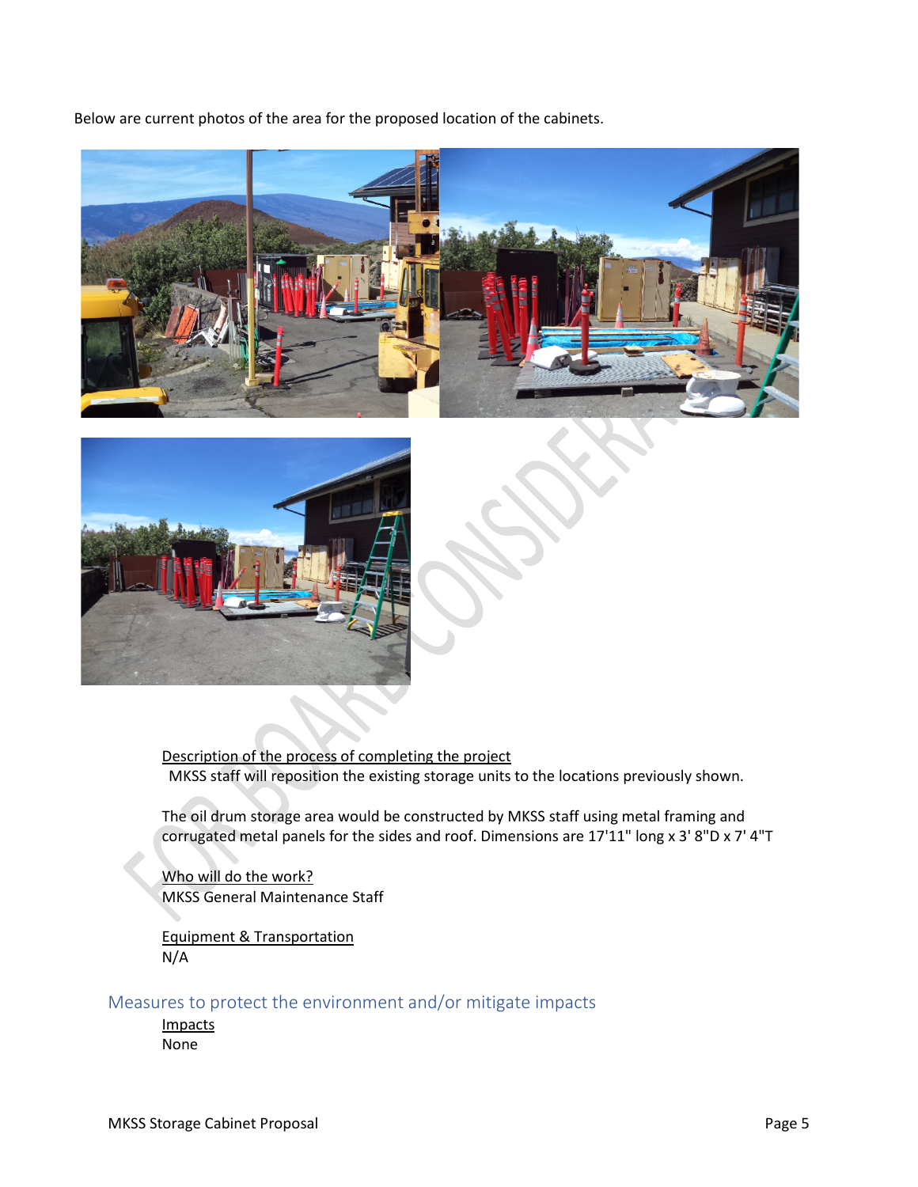Below are current photos of the area for the proposed location of the cabinets.

Description of the process of completing the project

MKSS staff will reposition the existing storage units to the locations previously shown.

The oil drum storage area would be constructed by MKSS staff using metal framing and corrugated metal panels for the sides and roof. Dimensions are 17'11" long x 3' 8"D x 7' 4"T

Who will do the work?

MKSS General Maintenance Staff

Equipment & Transportation

N/A

## Measures to protect the environment and/or mitigate impacts

Impacts

None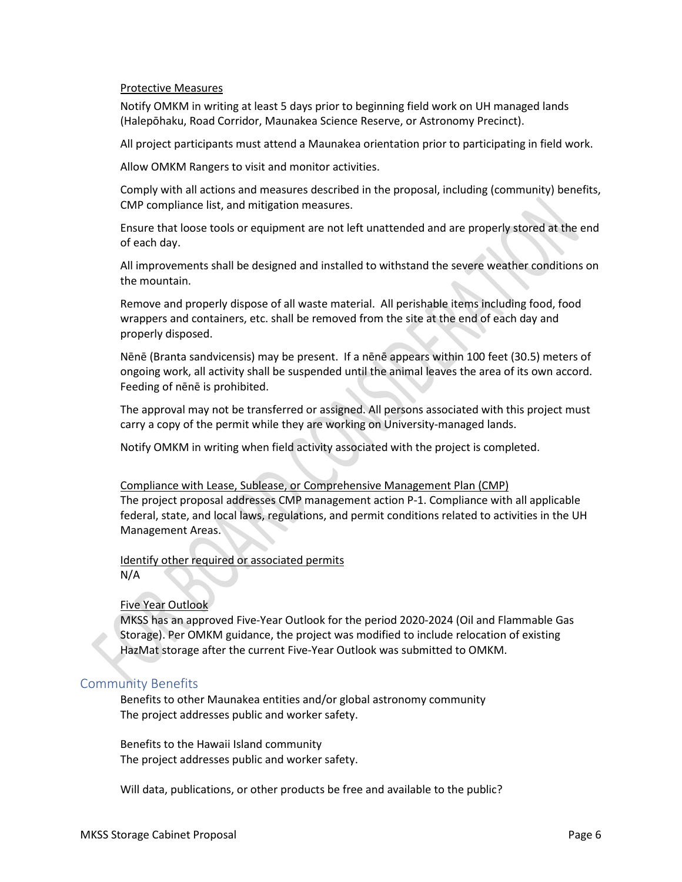Protective Measures

Notify OMKM in writing at least 5 days prior to beginning field work on UH managed lands (Halepōhaku, Road Corridor, Maunakea Science Reserve, or Astronomy Precinct).

All project participants must attend a Maunakea orientation prior to participating in field work.

Allow OMKM Rangers to visit and monitor activities.

Comply with all actions and measures described in the proposal, including (community) benefits, CMP compliance list, and mitigation measures.

Ensure that loose tools or equipment are not left unattended and are properly stored at the end of each day.

All improvements shall be designed and installed to withstand the severe weather conditions on the mountain.

Remove and properly dispose of all waste material. All perishable items including food, food wrappers and containers, etc. shall be removed from the site at the end of each day and properly disposed.

Nēnē (Branta sandvicensis) may be present. If a nēnē appears within 100 feet (30.5) meters of ongoing work, all activity shall be suspended until the animal leaves the area of its own accord. Feeding of nēnē is prohibited.

The approval may not be transferred or assigned. All persons associated with this project must carry a copy of the permit while they are working on University-managed lands.

Notify OMKM in writing when field activity associated with the project is completed.

Compliance with Lease, Sublease, or Comprehensive Management Plan (CMP)
The project proposal addresses CMP management action P-1. Compliance with all applicable federal, state, and local laws, regulations, and permit conditions related to activities in the UH Management Areas.

Identify other required or associated permits
N/A

Five Year Outlook
MKSS has an approved Five-Year Outlook for the period 2020-2024 (Oil and Flammable Gas Storage). Per OMKM guidance, the project was modified to include relocation of existing HazMat storage after the current Five-Year Outlook was submitted to OMKM.

## Community Benefits

Benefits to other Maunakea entities and/or global astronomy community
The project addresses public and worker safety.

Benefits to the Hawaii Island community
The project addresses public and worker safety.

Will data, publications, or other products be free and available to the public?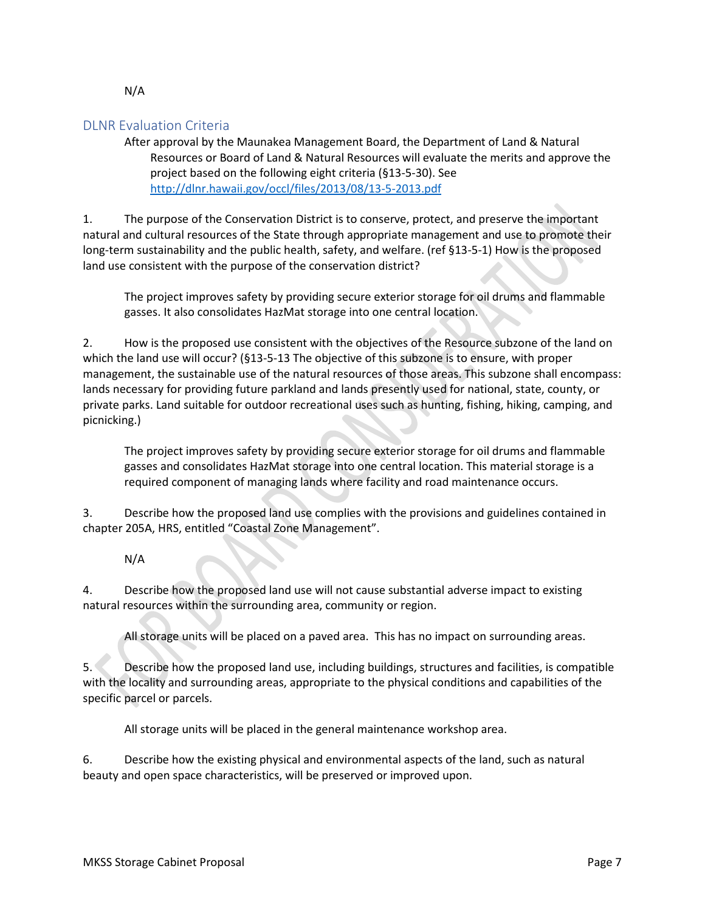N/A

## DLNR Evaluation Criteria

After approval by the Maunakea Management Board, the Department of Land & Natural Resources or Board of Land & Natural Resources will evaluate the merits and approve the project based on the following eight criteria (§13-5-30). See http://dlnr.hawaii.gov/occl/files/2013/08/13-5-2013.pdf

1. The purpose of the Conservation District is to conserve, protect, and preserve the important natural and cultural resources of the State through appropriate management and use to promote their long-term sustainability and the public health, safety, and welfare. (ref §13-5-1) How is the proposed land use consistent with the purpose of the conservation district?

    The project improves safety by providing secure exterior storage for oil drums and flammable gasses. It also consolidates HazMat storage into one central location.

2. How is the proposed use consistent with the objectives of the Resource subzone of the land on which the land use will occur? (§13-5-13 The objective of this subzone is to ensure, with proper management, the sustainable use of the natural resources of those areas. This subzone shall encompass: lands necessary for providing future parkland and lands presently used for national, state, county, or private parks. Land suitable for outdoor recreational uses such as hunting, fishing, hiking, camping, and picnicking.)

    The project improves safety by providing secure exterior storage for oil drums and flammable gasses and consolidates HazMat storage into one central location. This material storage is a required component of managing lands where facility and road maintenance occurs.

3. Describe how the proposed land use complies with the provisions and guidelines contained in chapter 205A, HRS, entitled "Coastal Zone Management".

    N/A

4. Describe how the proposed land use will not cause substantial adverse impact to existing natural resources within the surrounding area, community or region.

    All storage units will be placed on a paved area. This has no impact on surrounding areas.

5. Describe how the proposed land use, including buildings, structures and facilities, is compatible with the locality and surrounding areas, appropriate to the physical conditions and capabilities of the specific parcel or parcels.

    All storage units will be placed in the general maintenance workshop area.

6. Describe how the existing physical and environmental aspects of the land, such as natural beauty and open space characteristics, will be preserved or improved upon.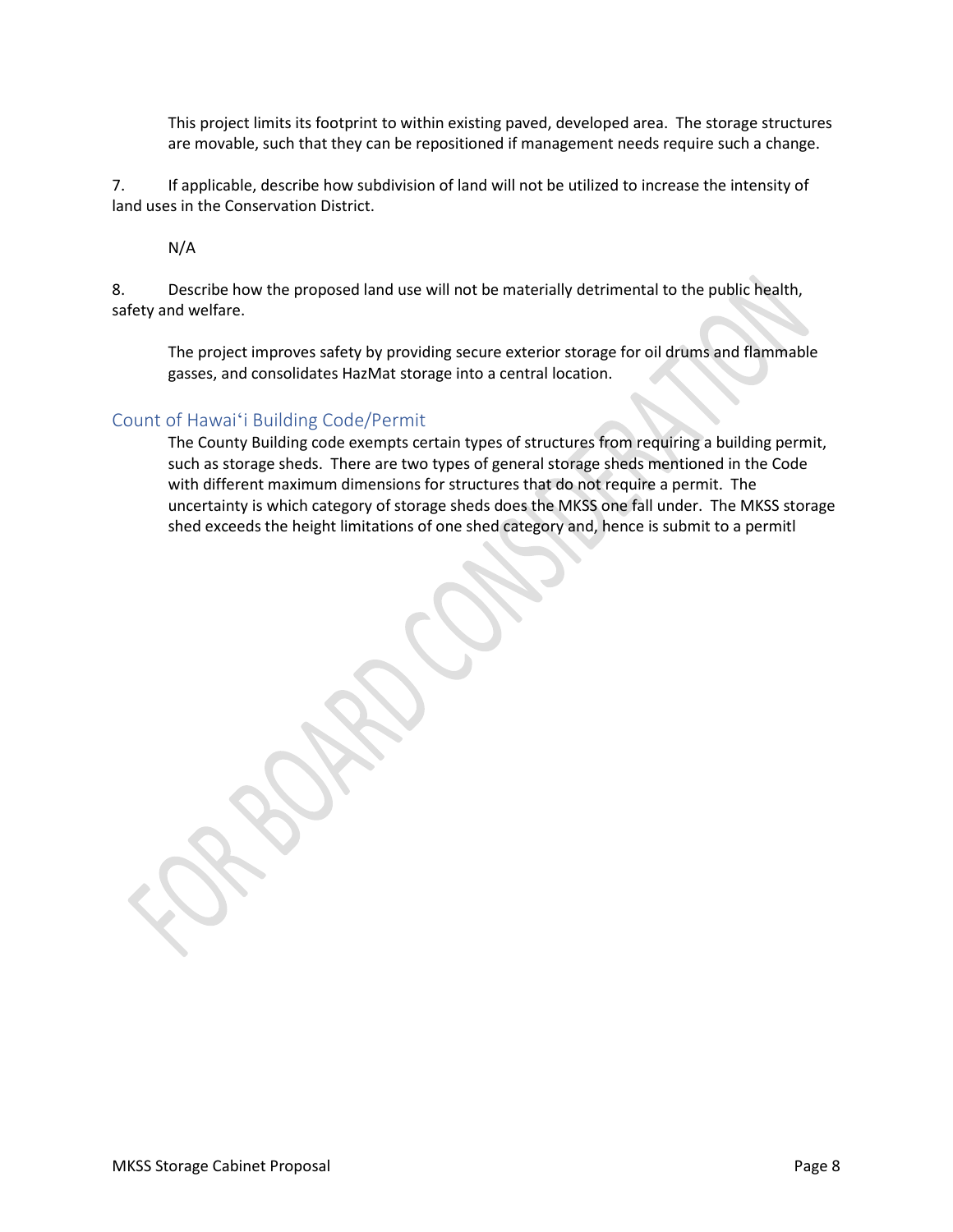This project limits its footprint to within existing paved, developed area. The storage structures are movable, such that they can be repositioned if management needs require such a change.

7. If applicable, describe how subdivision of land will not be utilized to increase the intensity of land uses in the Conservation District.

N/A

8. Describe how the proposed land use will not be materially detrimental to the public health, safety and welfare.

The project improves safety by providing secure exterior storage for oil drums and flammable gasses, and consolidates HazMat storage into a central location.

## Count of Hawai'i Building Code/Permit

The County Building code exempts certain types of structures from requiring a building permit, such as storage sheds. There are two types of general storage sheds mentioned in the Code with different maximum dimensions for structures that do not require a permit. The uncertainty is which category of storage sheds does the MKSS one fall under. The MKSS storage shed exceeds the height limitations of one shed category and, hence is submit to a permitl